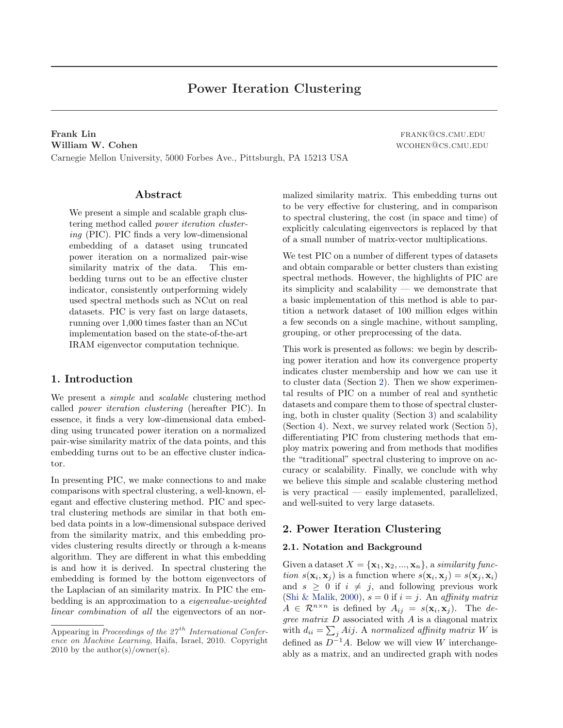# Power Iteration Clustering

**Frank Lin** FRANK@CS.CMU.EDU
**William W. Cohen** WCOHEN@CS.CMU.EDU
Carnegie Mellon University, 5000 Forbes Ave., Pittsburgh, PA 15213 USA

## Abstract

We present a simple and scalable graph clustering method called *power iteration clustering* (PIC). PIC finds a very low-dimensional embedding of a dataset using truncated power iteration on a normalized pair-wise similarity matrix of the data. This embedding turns out to be an effective cluster indicator, consistently outperforming widely used spectral methods such as NCut on real datasets. PIC is very fast on large datasets, running over 1,000 times faster than an NCut implementation based on the state-of-the-art IRAM eigenvector computation technique.

## 1. Introduction

We present a *simple* and *scalable* clustering method called *power iteration clustering* (hereafter PIC). In essence, it finds a very low-dimensional data embedding using truncated power iteration on a normalized pair-wise similarity matrix of the data points, and this embedding turns out to be an effective cluster indicator.

In presenting PIC, we make connections to and make comparisons with spectral clustering, a well-known, elegant and effective clustering method. PIC and spectral clustering methods are similar in that both embed data points in a low-dimensional subspace derived from the similarity matrix, and this embedding provides clustering results directly or through a k-means algorithm. They are different in what this embedding is and how it is derived. In spectral clustering the embedding is formed by the bottom eigenvectors of the Laplacian of an similarity matrix. In PIC the embedding is an approximation to a *eigenvalue-weighted linear combination* of *all* the eigenvectors of an normalized similarity matrix. This embedding turns out to be very effective for clustering, and in comparison to spectral clustering, the cost (in space and time) of explicitly calculating eigenvectors is replaced by that of a small number of matrix-vector multiplications.

We test PIC on a number of different types of datasets and obtain comparable or better clusters than existing spectral methods. However, the highlights of PIC are its simplicity and scalability — we demonstrate that a basic implementation of this method is able to partition a network dataset of 100 million edges within a few seconds on a single machine, without sampling, grouping, or other preprocessing of the data.

This work is presented as follows: we begin by describing power iteration and how its convergence property indicates cluster membership and how we can use it to cluster data (Section 2). Then we show experimental results of PIC on a number of real and synthetic datasets and compare them to those of spectral clustering, both in cluster quality (Section 3) and scalability (Section 4). Next, we survey related work (Section 5), differentiating PIC from clustering methods that employ matrix powering and from methods that modifies the "traditional" spectral clustering to improve on accuracy or scalability. Finally, we conclude with why we believe this simple and scalable clustering method is very practical — easily implemented, parallelized, and well-suited to very large datasets.

Appearing in *Proceedings of the 27^th International Conference on Machine Learning*, Haifa, Israel, 2010. Copyright 2010 by the author(s)/owner(s).

## 2. Power Iteration Clustering

### 2.1. Notation and Background

Given a dataset $X = \{\mathbf{x}_1, \mathbf{x}_2, ..., \mathbf{x}_n\}$, a *similarity function* $s(\mathbf{x}_i, \mathbf{x}_j)$ is a function where $s(\mathbf{x}_i, \mathbf{x}_j) = s(\mathbf{x}_j, \mathbf{x}_i)$ and $s \geq 0$ if $i \neq j$, and following previous work (Shi & Malik, 2000), $s = 0$ if $i = j$. An *affinity matrix* $A \in \mathcal{R}^{n \times n}$ is defined by $A_{ij} = s(\mathbf{x}_i, \mathbf{x}_j)$. The *degree matrix* $D$ associated with $A$ is a diagonal matrix with $d_{ii} = \sum_j Aij$. A *normalized affinity matrix* $W$ is defined as $D^{-1}A$. Below we will view $W$ interchangeably as a matrix, and an undirected graph with nodes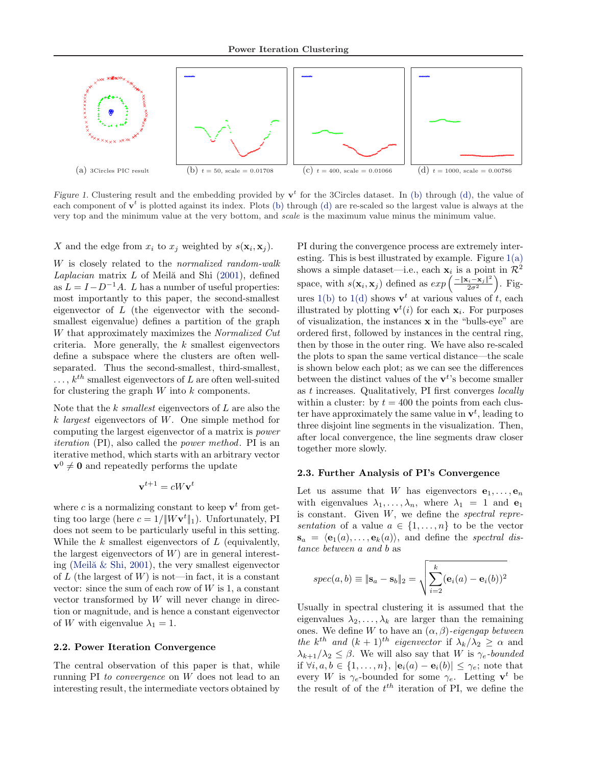(a) 3Circles PIC result

(b) $t = 50$, scale = 0.01708

(c) $t = 400$, scale = 0.01066

(d) $t = 1000$, scale = 0.00786

*Figure 1.* Clustering result and the embedding provided by $\mathbf{v}^t$ for the 3Circles dataset. In (b) through (d), the value of each component of $\mathbf{v}^t$ is plotted against its index. Plots (b) through (d) are re-scaled so the largest value is always at the very top and the minimum value at the very bottom, and *scale* is the maximum value minus the minimum value.

$X$ and the edge from $x_i$ to $x_j$ weighted by $s(\mathbf{x}_i, \mathbf{x}_j)$.

$W$ is closely related to the *normalized random-walk Laplacian* matrix $L$ of Meilă and Shi (2001), defined as $L = I - D^{-1}A$. $L$ has a number of useful properties: most importantly to this paper, the second-smallest eigenvector of $L$ (the eigenvector with the second-smallest eigenvalue) defines a partition of the graph $W$ that approximately maximizes the *Normalized Cut* criteria. More generally, the $k$ smallest eigenvectors define a subspace where the clusters are often well-separated. Thus the second-smallest, third-smallest, $\ldots$, $k^{th}$ smallest eigenvectors of $L$ are often well-suited for clustering the graph $W$ into $k$ components.

Note that the $k$ *smallest* eigenvectors of $L$ are also the $k$ *largest* eigenvectors of $W$. One simple method for computing the largest eigenvector of a matrix is *power iteration* (PI), also called the *power method*. PI is an iterative method, which starts with an arbitrary vector $\mathbf{v}^0 \neq \mathbf{0}$ and repeatedly performs the update

$$\mathbf{v}^{t+1} = cW\mathbf{v}^t$$

where $c$ is a normalizing constant to keep $\mathbf{v}^t$ from getting too large (here $c = 1/\|W\mathbf{v}^t\|_1$). Unfortunately, PI does not seem to be particularly useful in this setting. While the $k$ smallest eigenvectors of $L$ (equivalently, the largest eigenvectors of $W$) are in general interesting (Meilă & Shi, 2001), the very smallest eigenvector of $L$ (the largest of $W$) is not—in fact, it is a constant vector: since the sum of each row of $W$ is 1, a constant vector transformed by $W$ will never change in direction or magnitude, and is hence a constant eigenvector of $W$ with eigenvalue $\lambda_1 = 1$.

### 2.2. Power Iteration Convergence

The central observation of this paper is that, while running PI *to convergence* on $W$ does not lead to an interesting result, the intermediate vectors obtained by PI during the convergence process are extremely interesting. This is best illustrated by example. Figure 1(a) shows a simple dataset—i.e., each $\mathbf{x}_i$ is a point in $\mathcal{R}^2$ space, with $s(\mathbf{x}_i, \mathbf{x}_j)$ defined as $exp\left(\frac{-\|\mathbf{x}_i - \mathbf{x}_j\|^2}{2\sigma^2}\right)$. Figures 1(b) to 1(d) shows $\mathbf{v}^t$ at various values of $t$, each illustrated by plotting $\mathbf{v}^t(i)$ for each $\mathbf{x}_i$. For purposes of visualization, the instances $\mathbf{x}$ in the "bulls-eye" are ordered first, followed by instances in the central ring, then by those in the outer ring. We have also re-scaled the plots to span the same vertical distance—the scale is shown below each plot; as we can see the differences between the distinct values of the $\mathbf{v}^t$'s become smaller as $t$ increases. Qualitatively, PI first converges *locally* within a cluster: by $t = 400$ the points from each cluster have approximately the same value in $\mathbf{v}^t$, leading to three disjoint line segments in the visualization. Then, after local convergence, the line segments draw closer together more slowly.

### 2.3. Further Analysis of PI's Convergence

Let us assume that $W$ has eigenvectors $\mathbf{e}_1, \ldots, \mathbf{e}_n$ with eigenvalues $\lambda_1, \ldots, \lambda_n$, where $\lambda_1 = 1$ and $\mathbf{e}_1$ is constant. Given $W$, we define the *spectral representation* of a value $a \in \{1, \ldots, n\}$ to be the vector $\mathbf{s}_a = \langle \mathbf{e}_1(a), \ldots, \mathbf{e}_k(a) \rangle$, and define the *spectral distance between $a$ and $b$* as

$$spec(a, b) \equiv \|\mathbf{s}_a - \mathbf{s}_b\|_2 = \sqrt{\sum_{i=2}^{k} (\mathbf{e}_i(a) - \mathbf{e}_i(b))^2}$$

Usually in spectral clustering it is assumed that the eigenvalues $\lambda_2, \ldots, \lambda_k$ are larger than the remaining ones. We define $W$ to have an $(\alpha, \beta)$*-eigengap between the $k^{th}$ and $(k+1)^{th}$ eigenvector* if $\lambda_k / \lambda_2 \geq \alpha$ and $\lambda_{k+1} / \lambda_2 \leq \beta$. We will also say that $W$ is $\gamma_e$*-bounded* if $\forall i, a, b \in \{1, \ldots, n\}$, $|\mathbf{e}_i(a) - \mathbf{e}_i(b)| \leq \gamma_e$; note that every $W$ is $\gamma_e$-bounded for some $\gamma_e$. Letting $\mathbf{v}^t$ be the result of of the $t^{th}$ iteration of PI, we define the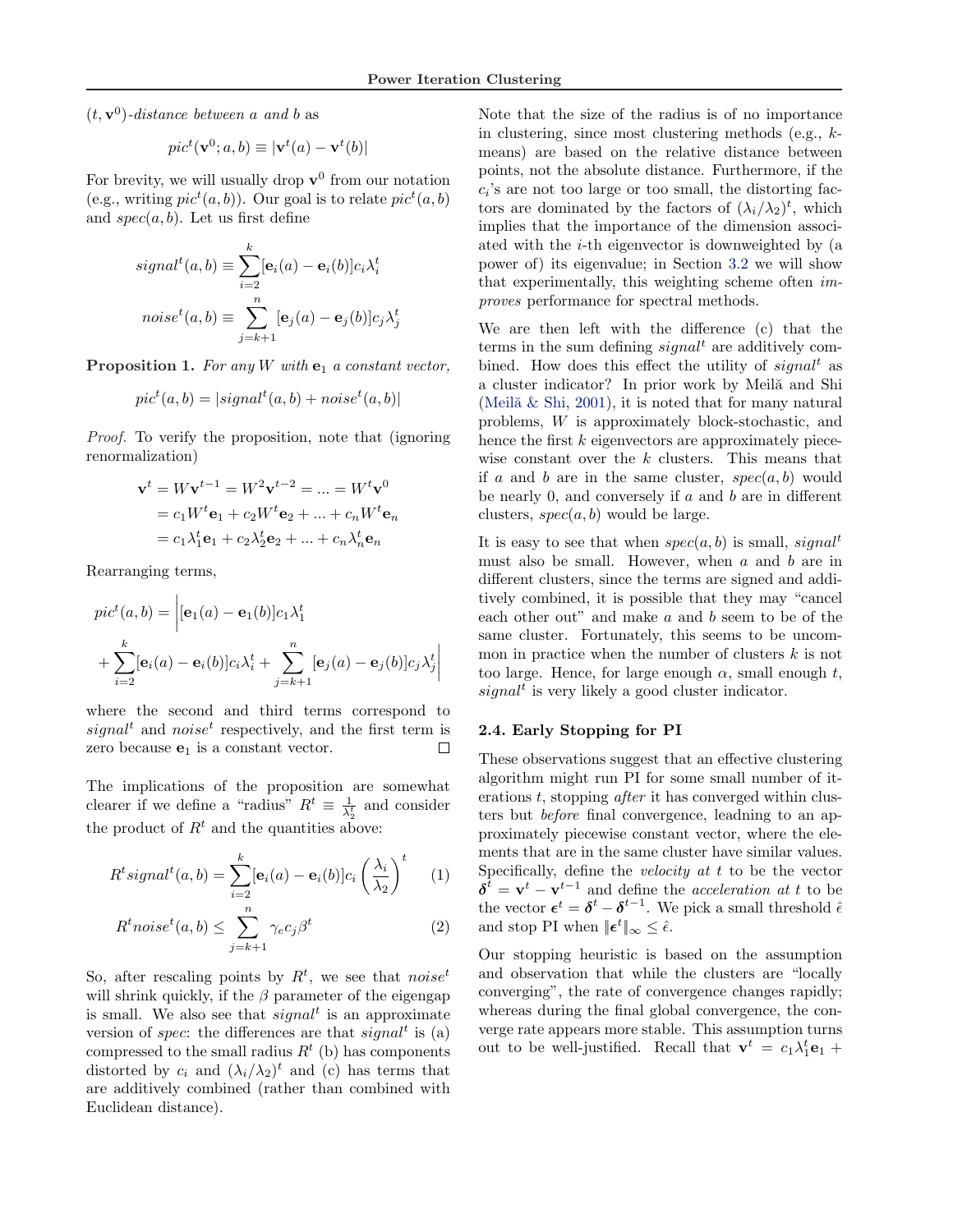$(t, \mathbf{v}^0)$*-distance between $a$ and $b$ as*

$$pic^t(\mathbf{v}^0; a, b) \equiv |\mathbf{v}^t(a) - \mathbf{v}^t(b)|$$

For brevity, we will usually drop $\mathbf{v}^0$ from our notation (e.g., writing $pic^t(a, b)$). Our goal is to relate $pic^t(a, b)$ and $spec(a, b)$. Let us first define

$$signal^t(a, b) \equiv \sum_{i=2}^{k} [\mathbf{e}_i(a) - \mathbf{e}_i(b)] c_i \lambda_i^t$$

$$noise^t(a, b) \equiv \sum_{j=k+1}^{n} [\mathbf{e}_j(a) - \mathbf{e}_j(b)] c_j \lambda_j^t$$

**Proposition 1.** *For any $W$ with $\mathbf{e}_1$ a constant vector,*

$$pic^t(a, b) = |signal^t(a, b) + noise^t(a, b)|$$

*Proof.* To verify the proposition, note that (ignoring renormalization)

$$\begin{aligned}
\mathbf{v}^t &= W\mathbf{v}^{t-1} = W^2\mathbf{v}^{t-2} = ... = W^t\mathbf{v}^0 \\
&= c_1 W^t \mathbf{e}_1 + c_2 W^t \mathbf{e}_2 + ... + c_n W^t \mathbf{e}_n \\
&= c_1 \lambda_1^t \mathbf{e}_1 + c_2 \lambda_2^t \mathbf{e}_2 + ... + c_n \lambda_n^t \mathbf{e}_n
\end{aligned}$$

Rearranging terms,

$$\begin{aligned}
pic^t(a, b) = \Bigg| &[\mathbf{e}_1(a) - \mathbf{e}_1(b)] c_1 \lambda_1^t \\
&+ \sum_{i=2}^{k} [\mathbf{e}_i(a) - \mathbf{e}_i(b)] c_i \lambda_i^t + \sum_{j=k+1}^{n} [\mathbf{e}_j(a) - \mathbf{e}_j(b)] c_j \lambda_j^t \Bigg|
\end{aligned}$$

where the second and third terms correspond to $signal^t$ and $noise^t$ respectively, and the first term is zero because $\mathbf{e}_1$ is a constant vector. ☐

The implications of the proposition are somewhat clearer if we define a "radius" $R^t \equiv \frac{1}{\lambda_2^t}$ and consider the product of $R^t$ and the quantities above:

$$R^t signal^t(a, b) = \sum_{i=2}^{k} [\mathbf{e}_i(a) - \mathbf{e}_i(b)] c_i \left(\frac{\lambda_i}{\lambda_2}\right)^t \quad (1)$$

$$R^t noise^t(a, b) \leq \sum_{j=k+1}^{n} \gamma_e c_j \beta^t \quad (2)$$

So, after rescaling points by $R^t$, we see that $noise^t$ will shrink quickly, if the $\beta$ parameter of the eigengap is small. We also see that $signal^t$ is an approximate version of *spec*: the differences are that $signal^t$ is (a) compressed to the small radius $R^t$ (b) has components distorted by $c_i$ and $(\lambda_i/\lambda_2)^t$ and (c) has terms that are additively combined (rather than combined with Euclidean distance).

Note that the size of the radius is of no importance in clustering, since most clustering methods (e.g., $k$-means) are based on the relative distance between points, not the absolute distance. Furthermore, if the $c_i$'s are not too large or too small, the distorting factors are dominated by the factors of $(\lambda_i/\lambda_2)^t$, which implies that the importance of the dimension associated with the $i$-th eigenvector is downweighted by (a power of) its eigenvalue; in Section 3.2 we will show that experimentally, this weighting scheme often *improves* performance for spectral methods.

We are then left with the difference (c) that the terms in the sum defining $signal^t$ are additively combined. How does this effect the utility of $signal^t$ as a cluster indicator? In prior work by Meilă and Shi (Meilă & Shi, 2001), it is noted that for many natural problems, $W$ is approximately block-stochastic, and hence the first $k$ eigenvectors are approximately piecewise constant over the $k$ clusters. This means that if $a$ and $b$ are in the same cluster, $spec(a, b)$ would be nearly 0, and conversely if $a$ and $b$ are in different clusters, $spec(a, b)$ would be large.

It is easy to see that when $spec(a, b)$ is small, $signal^t$ must also be small. However, when $a$ and $b$ are in different clusters, since the terms are signed and additively combined, it is possible that they may "cancel each other out" and make $a$ and $b$ seem to be of the same cluster. Fortunately, this seems to be uncommon in practice when the number of clusters $k$ is not too large. Hence, for large enough $\alpha$, small enough $t$, $signal^t$ is very likely a good cluster indicator.

### 2.4. Early Stopping for PI

These observations suggest that an effective clustering algorithm might run PI for some small number of iterations $t$, stopping *after* it has converged within clusters but *before* final convergence, leadning to an approximately piecewise constant vector, where the elements that are in the same cluster have similar values. Specifically, define the *velocity at $t$* to be the vector $\boldsymbol{\delta}^t = \mathbf{v}^t - \mathbf{v}^{t-1}$ and define the *acceleration at $t$* to be the vector $\boldsymbol{\epsilon}^t = \boldsymbol{\delta}^t - \boldsymbol{\delta}^{t-1}$. We pick a small threshold $\hat{\epsilon}$ and stop PI when $\|\boldsymbol{\epsilon}^t\|_\infty \leq \hat{\epsilon}$.

Our stopping heuristic is based on the assumption and observation that while the clusters are "locally converging", the rate of convergence changes rapidly; whereas during the final global convergence, the converge rate appears more stable. This assumption turns out to be well-justified. Recall that $\mathbf{v}^t = c_1 \lambda_1^t \mathbf{e}_1 +$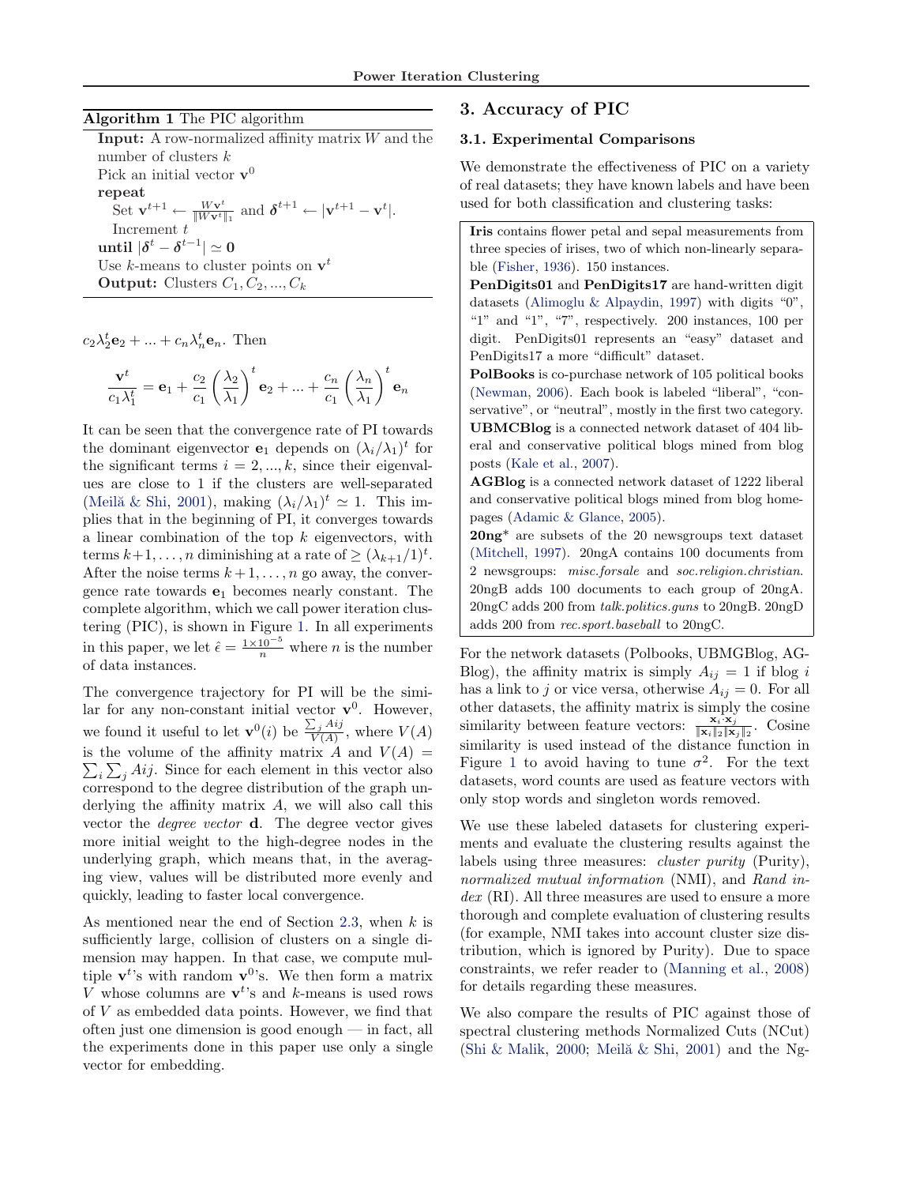**Algorithm 1** The PIC algorithm

**Input:** A row-normalized affinity matrix $W$ and the number of clusters $k$
Pick an initial vector $\mathbf{v}^0$
**repeat**
  Set $\mathbf{v}^{t+1} \leftarrow \frac{W\mathbf{v}^t}{\|W\mathbf{v}^t\|_1}$ and $\boldsymbol{\delta}^{t+1} \leftarrow |\mathbf{v}^{t+1} - \mathbf{v}^t|$.
  Increment $t$
**until** $|\boldsymbol{\delta}^t - \boldsymbol{\delta}^{t-1}| \simeq \mathbf{0}$
Use $k$-means to cluster points on $\mathbf{v}^t$
**Output:** Clusters $C_1, C_2, ..., C_k$

$c_2\lambda_2^t\mathbf{e}_2 + ... + c_n\lambda_n^t\mathbf{e}_n$. Then

$$\frac{\mathbf{v}^t}{c_1\lambda_1^t} = \mathbf{e}_1 + \frac{c_2}{c_1}\left(\frac{\lambda_2}{\lambda_1}\right)^t \mathbf{e}_2 + ... + \frac{c_n}{c_1}\left(\frac{\lambda_n}{\lambda_1}\right)^t \mathbf{e}_n$$

It can be seen that the convergence rate of PI towards the dominant eigenvector $\mathbf{e}_1$ depends on $(\lambda_i/\lambda_1)^t$ for the significant terms $i = 2, ..., k$, since their eigenvalues are close to 1 if the clusters are well-separated (Meilă & Shi, 2001), making $(\lambda_i/\lambda_1)^t \simeq 1$. This implies that in the beginning of PI, it converges towards a linear combination of the top $k$ eigenvectors, with terms $k+1, \ldots, n$ diminishing at a rate of $\geq (\lambda_{k+1}/1)^t$. After the noise terms $k+1, \ldots, n$ go away, the convergence rate towards $\mathbf{e}_1$ becomes nearly constant. The complete algorithm, which we call power iteration clustering (PIC), is shown in Figure 1. In all experiments in this paper, we let $\hat{\epsilon} = \frac{1 \times 10^{-5}}{n}$ where $n$ is the number of data instances.

The convergence trajectory for PI will be the similar for any non-constant initial vector $\mathbf{v}^0$. However, we found it useful to let $\mathbf{v}^0(i)$ be $\frac{\sum_j Aij}{V(A)}$, where $V(A)$ is the volume of the affinity matrix $A$ and $V(A) = \sum_i \sum_j Aij$. Since for each element in this vector also correspond to the degree distribution of the graph underlying the affinity matrix $A$, we will also call this vector the *degree vector* $\mathbf{d}$. The degree vector gives more initial weight to the high-degree nodes in the underlying graph, which means that, in the averaging view, values will be distributed more evenly and quickly, leading to faster local convergence.

As mentioned near the end of Section 2.3, when $k$ is sufficiently large, collision of clusters on a single dimension may happen. In that case, we compute multiple $\mathbf{v}^t$'s with random $\mathbf{v}^0$'s. We then form a matrix $V$ whose columns are $\mathbf{v}^t$'s and $k$-means is used rows of $V$ as embedded data points. However, we find that often just one dimension is good enough — in fact, all the experiments done in this paper use only a single vector for embedding.

## 3. Accuracy of PIC

### 3.1. Experimental Comparisons

We demonstrate the effectiveness of PIC on a variety of real datasets; they have known labels and have been used for both classification and clustering tasks:

**Iris** contains flower petal and sepal measurements from three species of irises, two of which non-linearly separable (Fisher, 1936). 150 instances.
**PenDigits01** and **PenDigits17** are hand-written digit datasets (Alimoglu & Alpaydin, 1997) with digits "0", "1" and "1", "7", respectively. 200 instances, 100 per digit. PenDigits01 represents an "easy" dataset and PenDigits17 a more "difficult" dataset.
**PolBooks** is co-purchase network of 105 political books (Newman, 2006). Each book is labeled "liberal", "conservative", or "neutral", mostly in the first two category.
**UBMCBlog** is a connected network dataset of 404 liberal and conservative political blogs mined from blog posts (Kale et al., 2007).
**AGBlog** is a connected network dataset of 1222 liberal and conservative political blogs mined from blog homepages (Adamic & Glance, 2005).
**20ng*** are subsets of the 20 newsgroups text dataset (Mitchell, 1997). 20ngA contains 100 documents from 2 newsgroups: *misc.forsale* and *soc.religion.christian*. 20ngB adds 100 documents to each group of 20ngA. 20ngC adds 200 from *talk.politics.guns* to 20ngB. 20ngD adds 200 from *rec.sport.baseball* to 20ngC.

For the network datasets (Polbooks, UBMGBlog, AGBlog), the affinity matrix is simply $A_{ij} = 1$ if blog $i$ has a link to $j$ or vice versa, otherwise $A_{ij} = 0$. For all other datasets, the affinity matrix is simply the cosine similarity between feature vectors: $\frac{\mathbf{x}_i \cdot \mathbf{x}_j}{\|\mathbf{x}_i\|_2 \|\mathbf{x}_j\|_2}$. Cosine similarity is used instead of the distance function in Figure 1 to avoid having to tune $\sigma^2$. For the text datasets, word counts are used as feature vectors with only stop words and singleton words removed.

We use these labeled datasets for clustering experiments and evaluate the clustering results against the labels using three measures: *cluster purity* (Purity), *normalized mutual information* (NMI), and *Rand index* (RI). All three measures are used to ensure a more thorough and complete evaluation of clustering results (for example, NMI takes into account cluster size distribution, which is ignored by Purity). Due to space constraints, we refer reader to (Manning et al., 2008) for details regarding these measures.

We also compare the results of PIC against those of spectral clustering methods Normalized Cuts (NCut) (Shi & Malik, 2000; Meilă & Shi, 2001) and the Ng-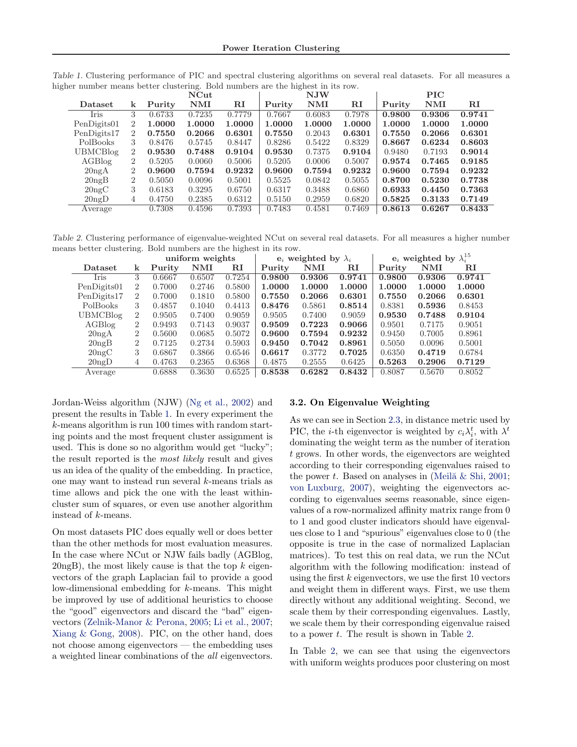Table 1. Clustering performance of PIC and spectral clustering algorithms on several real datasets. For all measures a higher number means better clustering. Bold numbers are the highest in its row.

| | | NCut | | | NJW | | | PIC | | |
|---|---|---|---|---|---|---|---|---|---|---|
| **Dataset** | **k** | **Purity** | **NMI** | **RI** | **Purity** | **NMI** | **RI** | **Purity** | **NMI** | **RI** |
| Iris | 3 | 0.6733 | 0.7235 | 0.7779 | 0.7667 | 0.6083 | 0.7978 | **0.9800** | **0.9306** | **0.9741** |
| PenDigits01 | 2 | **1.0000** | **1.0000** | **1.0000** | **1.0000** | **1.0000** | **1.0000** | **1.0000** | **1.0000** | **1.0000** |
| PenDigits17 | 2 | **0.7550** | **0.2066** | **0.6301** | **0.7550** | 0.2043 | **0.6301** | **0.7550** | **0.2066** | **0.6301** |
| PolBooks | 3 | 0.8476 | 0.5745 | 0.8447 | 0.8286 | 0.5422 | 0.8329 | **0.8667** | **0.6234** | **0.8603** |
| UBMCBlog | 2 | **0.9530** | **0.7488** | **0.9104** | **0.9530** | 0.7375 | **0.9104** | 0.9480 | 0.7193 | 0.9014 |
| AGBlog | 2 | 0.5205 | 0.0060 | 0.5006 | 0.5205 | 0.0006 | 0.5007 | **0.9574** | **0.7465** | **0.9185** |
| 20ngA | 2 | **0.9600** | **0.7594** | **0.9232** | **0.9600** | **0.7594** | **0.9232** | **0.9600** | **0.7594** | **0.9232** |
| 20ngB | 2 | 0.5050 | 0.0096 | 0.5001 | 0.5525 | 0.0842 | 0.5055 | **0.8700** | **0.5230** | **0.7738** |
| 20ngC | 3 | 0.6183 | 0.3295 | 0.6750 | 0.6317 | 0.3488 | 0.6860 | **0.6933** | **0.4450** | **0.7363** |
| 20ngD | 4 | 0.4750 | 0.2385 | 0.6312 | 0.5150 | 0.2959 | 0.6820 | **0.5825** | **0.3133** | **0.7149** |
| Average | | 0.7308 | 0.4596 | 0.7393 | 0.7483 | 0.4581 | 0.7469 | **0.8613** | **0.6267** | **0.8433** |

Table 2. Clustering performance of eigenvalue-weighted NCut on several real datasets. For all measures a higher number means better clustering. Bold numbers are the highest in its row.

| | | uniform weights | | | $\mathbf{e}_i$ weighted by $\lambda_i$ | | | $\mathbf{e}_i$ weighted by $\lambda_i^{15}$ | | |
|---|---|---|---|---|---|---|---|---|---|---|
| **Dataset** | **k** | **Purity** | **NMI** | **RI** | **Purity** | **NMI** | **RI** | **Purity** | **NMI** | **RI** |
| Iris | 3 | 0.6667 | 0.6507 | 0.7254 | **0.9800** | **0.9306** | **0.9741** | **0.9800** | **0.9306** | **0.9741** |
| PenDigits01 | 2 | 0.7000 | 0.2746 | 0.5800 | **1.0000** | **1.0000** | **1.0000** | **1.0000** | **1.0000** | **1.0000** |
| PenDigits17 | 2 | 0.7000 | 0.1810 | 0.5800 | **0.7550** | **0.2066** | **0.6301** | **0.7550** | **0.2066** | **0.6301** |
| PolBooks | 3 | 0.4857 | 0.1040 | 0.4413 | **0.8476** | 0.5861 | **0.8514** | 0.8381 | **0.5936** | 0.8453 |
| UBMCBlog | 2 | 0.9505 | 0.7400 | 0.9059 | 0.9505 | 0.7400 | 0.9059 | **0.9530** | **0.7488** | **0.9104** |
| AGBlog | 2 | 0.9493 | 0.7143 | 0.9037 | **0.9509** | **0.7223** | **0.9066** | 0.9501 | 0.7175 | 0.9051 |
| 20ngA | 2 | 0.5600 | 0.0685 | 0.5072 | **0.9600** | **0.7594** | **0.9232** | 0.9450 | 0.7005 | 0.8961 |
| 20ngB | 2 | 0.7125 | 0.2734 | 0.5903 | **0.9450** | **0.7042** | **0.8961** | 0.5050 | 0.0096 | 0.5001 |
| 20ngC | 3 | 0.6867 | 0.3866 | 0.6546 | **0.6617** | 0.3772 | **0.7025** | 0.6350 | **0.4719** | 0.6784 |
| 20ngD | 4 | 0.4763 | 0.2365 | 0.6368 | 0.4875 | 0.2555 | 0.6425 | **0.5263** | **0.2906** | **0.7129** |
| Average | | 0.6888 | 0.3630 | 0.6525 | **0.8538** | **0.6282** | **0.8432** | 0.8087 | 0.5670 | 0.8052 |

Jordan-Weiss algorithm (NJW) (Ng et al., 2002) and present the results in Table 1. In every experiment the $k$-means algorithm is run 100 times with random starting points and the most frequent cluster assignment is used. This is done so no algorithm would get "lucky"; the result reported is the *most likely* result and gives us an idea of the quality of the embedding. In practice, one may want to instead run several $k$-means trials as time allows and pick the one with the least within-cluster sum of squares, or even use another algorithm instead of $k$-means.

On most datasets PIC does equally well or does better than the other methods for most evaluation measures. In the case where NCut or NJW fails badly (AGBlog, 20ngB), the most likely cause is that the top $k$ eigenvectors of the graph Laplacian fail to provide a good low-dimensional embedding for $k$-means. This might be improved by use of additional heuristics to choose the "good" eigenvectors and discard the "bad" eigenvectors (Zelnik-Manor & Perona, 2005; Li et al., 2007; Xiang & Gong, 2008). PIC, on the other hand, does not choose among eigenvectors — the embedding uses a weighted linear combinations of the *all* eigenvectors.

### 3.2. On Eigenvalue Weighting

As we can see in Section 2.3, in distance metric used by PIC, the $i$-th eigenvector is weighted by $c_i\lambda_i^t$, with $\lambda^t$ dominating the weight term as the number of iteration $t$ grows. In other words, the eigenvectors are weighted according to their corresponding eigenvalues raised to the power $t$. Based on analyses in (Meilă & Shi, 2001; von Luxburg, 2007), weighting the eigenvectors according to eigenvalues seems reasonable, since eigenvalues of a row-normalized affinity matrix range from 0 to 1 and good cluster indicators should have eigenvalues close to 1 and "spurious" eigenvalues close to 0 (the opposite is true in the case of normalized Laplacian matrices). To test this on real data, we run the NCut algorithm with the following modification: instead of using the first $k$ eigenvectors, we use the first 10 vectors and weight them in different ways. First, we use them directly without any additional weighting. Second, we scale them by their corresponding eigenvalues. Lastly, we scale them by their corresponding eigenvalue raised to a power $t$. The result is shown in Table 2.

In Table 2, we can see that using the eigenvectors with uniform weights produces poor clustering on most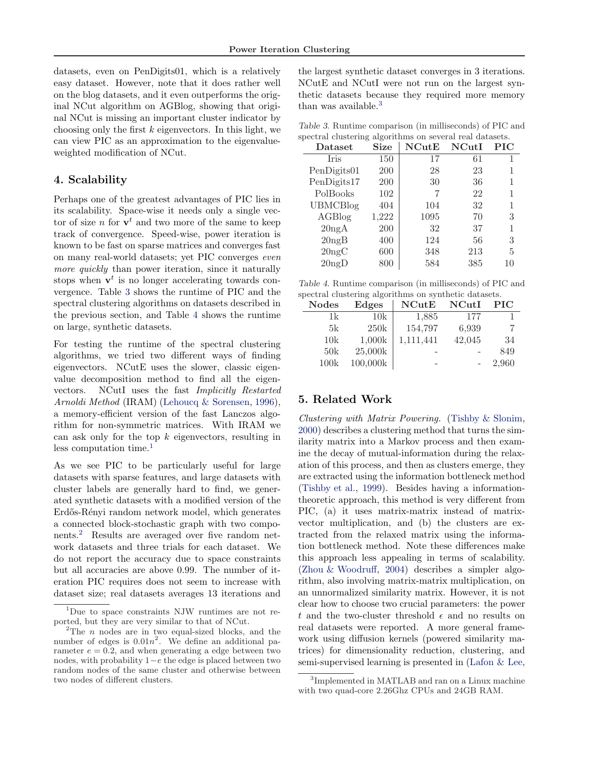datasets, even on PenDigits01, which is a relatively easy dataset. However, note that it does rather well on the blog datasets, and it even outperforms the original NCut algorithm on AGBlog, showing that original NCut is missing an important cluster indicator by choosing only the first $k$ eigenvectors. In this light, we can view PIC as an approximation to the eigenvalue-weighted modification of NCut.

## 4. Scalability

Perhaps one of the greatest advantages of PIC lies in its scalability. Space-wise it needs only a single vector of size $n$ for $\mathbf{v}^t$ and two more of the same to keep track of convergence. Speed-wise, power iteration is known to be fast on sparse matrices and converges fast on many real-world datasets; yet PIC converges *even more quickly* than power iteration, since it naturally stops when $\mathbf{v}^t$ is no longer accelerating towards convergence. Table 3 shows the runtime of PIC and the spectral clustering algorithms on datasets described in the previous section, and Table 4 shows the runtime on large, synthetic datasets.

For testing the runtime of the spectral clustering algorithms, we tried two different ways of finding eigenvectors. NCutE uses the slower, classic eigenvalue decomposition method to find all the eigenvectors. NCutI uses the fast *Implicitly Restarted Arnoldi Method* (IRAM) (Lehoucq & Sorensen, 1996), a memory-efficient version of the fast Lanczos algorithm for non-symmetric matrices. With IRAM we can ask only for the top $k$ eigenvectors, resulting in less computation time.[1]

As we see PIC to be particularly useful for large datasets with sparse features, and large datasets with cluster labels are generally hard to find, we generated synthetic datasets with a modified version of the Erdős-Rényi random network model, which generates a connected block-stochastic graph with two components.[2] Results are averaged over five random network datasets and three trials for each dataset. We do not report the accuracy due to space constraints but all accuracies are above 0.99. The number of iteration PIC requires does not seem to increase with dataset size; real datasets averages 13 iterations and the largest synthetic dataset converges in 3 iterations. NCutE and NCutI were not run on the largest synthetic datasets because they required more memory than was available.[3]

Table 3. Runtime comparison (in milliseconds) of PIC and spectral clustering algorithms on several real datasets.

| Dataset | Size | NCutE | NCutI | PIC |
|---|---|---|---|---|
| Iris | 150 | 17 | 61 | 1 |
| PenDigits01 | 200 | 28 | 23 | 1 |
| PenDigits17 | 200 | 30 | 36 | 1 |
| PolBooks | 102 | 7 | 22 | 1 |
| UBMCBlog | 404 | 104 | 32 | 1 |
| AGBlog | 1,222 | 1095 | 70 | 3 |
| 20ngA | 200 | 32 | 37 | 1 |
| 20ngB | 400 | 124 | 56 | 3 |
| 20ngC | 600 | 348 | 213 | 5 |
| 20ngD | 800 | 584 | 385 | 10 |

Table 4. Runtime comparison (in milliseconds) of PIC and spectral clustering algorithms on synthetic datasets.

| Nodes | Edges | NCutE | NCutI | PIC |
|---|---|---|---|---|
| 1k | 10k | 1,885 | 177 | 1 |
| 5k | 250k | 154,797 | 6,939 | 7 |
| 10k | 1,000k | 1,111,441 | 42,045 | 34 |
| 50k | 25,000k | - | - | 849 |
| 100k | 100,000k | - | - | 2,960 |

## 5. Related Work

*Clustering with Matrix Powering.* (Tishby & Slonim, 2000) describes a clustering method that turns the similarity matrix into a Markov process and then examine the decay of mutual-information during the relaxation of this process, and then as clusters emerge, they are extracted using the information bottleneck method (Tishby et al., 1999). Besides having a information-theoretic approach, this method is very different from PIC, (a) it uses matrix-matrix instead of matrix-vector multiplication, and (b) the clusters are extracted from the relaxed matrix using the information bottleneck method. Note these differences make this approach less appealing in terms of scalability. (Zhou & Woodruff, 2004) describes a simpler algorithm, also involving matrix-matrix multiplication, on an unnormalized similarity matrix. However, it is not clear how to choose two crucial parameters: the power $t$ and the two-cluster threshold $\epsilon$ and no results on real datasets were reported. A more general framework using diffusion kernels (powered similarity matrices) for dimensionality reduction, clustering, and semi-supervised learning is presented in (Lafon & Lee,

[1] Due to space constraints NJW runtimes are not reported, but they are very similar to that of NCut.

[2] The $n$ nodes are in two equal-sized blocks, and the number of edges is $0.01n^2$. We define an additional parameter $e = 0.2$, and when generating a edge between two nodes, with probability $1-e$ the edge is placed between two random nodes of the same cluster and otherwise between two nodes of different clusters.

[3] Implemented in MATLAB and ran on a Linux machine with two quad-core 2.26Ghz CPUs and 24GB RAM.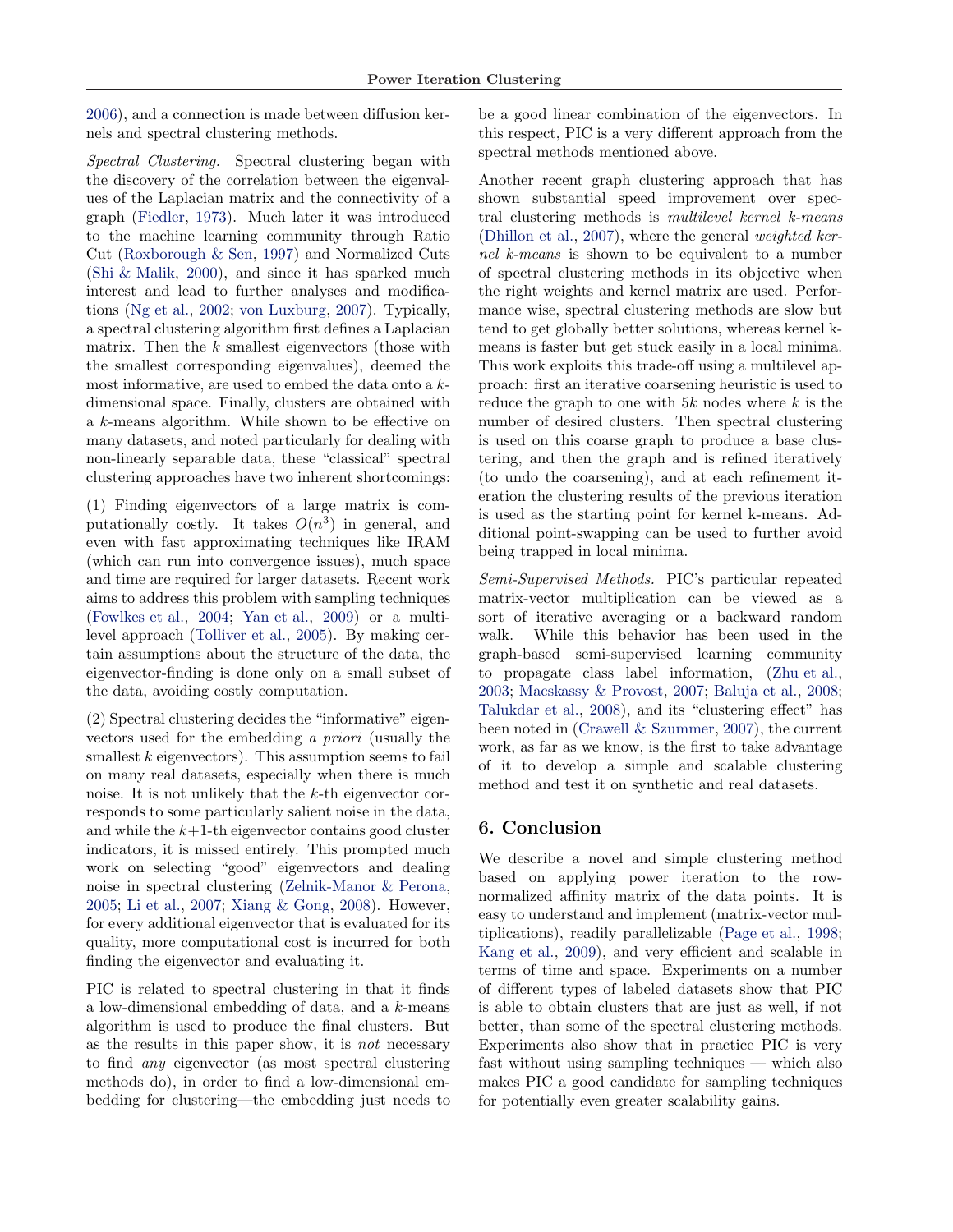2006), and a connection is made between diffusion kernels and spectral clustering methods.

*Spectral Clustering.* Spectral clustering began with the discovery of the correlation between the eigenvalues of the Laplacian matrix and the connectivity of a graph (Fiedler, 1973). Much later it was introduced to the machine learning community through Ratio Cut (Roxborough & Sen, 1997) and Normalized Cuts (Shi & Malik, 2000), and since it has sparked much interest and lead to further analyses and modifications (Ng et al., 2002; von Luxburg, 2007). Typically, a spectral clustering algorithm first defines a Laplacian matrix. Then the $k$ smallest eigenvectors (those with the smallest corresponding eigenvalues), deemed the most informative, are used to embed the data onto a $k$-dimensional space. Finally, clusters are obtained with a $k$-means algorithm. While shown to be effective on many datasets, and noted particularly for dealing with non-linearly separable data, these "classical" spectral clustering approaches have two inherent shortcomings:

(1) Finding eigenvectors of a large matrix is computationally costly. It takes $O(n^3)$ in general, and even with fast approximating techniques like IRAM (which can run into convergence issues), much space and time are required for larger datasets. Recent work aims to address this problem with sampling techniques (Fowlkes et al., 2004; Yan et al., 2009) or a multilevel approach (Tolliver et al., 2005). By making certain assumptions about the structure of the data, the eigenvector-finding is done only on a small subset of the data, avoiding costly computation.

(2) Spectral clustering decides the "informative" eigenvectors used for the embedding *a priori* (usually the smallest $k$ eigenvectors). This assumption seems to fail on many real datasets, especially when there is much noise. It is not unlikely that the $k$-th eigenvector corresponds to some particularly salient noise in the data, and while the $k$+1-th eigenvector contains good cluster indicators, it is missed entirely. This prompted much work on selecting "good" eigenvectors and dealing noise in spectral clustering (Zelnik-Manor & Perona, 2005; Li et al., 2007; Xiang & Gong, 2008). However, for every additional eigenvector that is evaluated for its quality, more computational cost is incurred for both finding the eigenvector and evaluating it.

PIC is related to spectral clustering in that it finds a low-dimensional embedding of data, and a $k$-means algorithm is used to produce the final clusters. But as the results in this paper show, it is *not* necessary to find *any* eigenvector (as most spectral clustering methods do), in order to find a low-dimensional embedding for clustering—the embedding just needs to be a good linear combination of the eigenvectors. In this respect, PIC is a very different approach from the spectral methods mentioned above.

Another recent graph clustering approach that has shown substantial speed improvement over spectral clustering methods is *multilevel kernel k-means* (Dhillon et al., 2007), where the general *weighted kernel k-means* is shown to be equivalent to a number of spectral clustering methods in its objective when the right weights and kernel matrix are used. Performance wise, spectral clustering methods are slow but tend to get globally better solutions, whereas kernel k-means is faster but get stuck easily in a local minima. This work exploits this trade-off using a multilevel approach: first an iterative coarsening heuristic is used to reduce the graph to one with $5k$ nodes where $k$ is the number of desired clusters. Then spectral clustering is used on this coarse graph to produce a base clustering, and then the graph and is refined iteratively (to undo the coarsening), and at each refinement iteration the clustering results of the previous iteration is used as the starting point for kernel k-means. Additional point-swapping can be used to further avoid being trapped in local minima.

*Semi-Supervised Methods.* PIC's particular repeated matrix-vector multiplication can be viewed as a sort of iterative averaging or a backward random walk. While this behavior has been used in the graph-based semi-supervised learning community to propagate class label information, (Zhu et al., 2003; Macskassy & Provost, 2007; Baluja et al., 2008; Talukdar et al., 2008), and its "clustering effect" has been noted in (Crawell & Szummer, 2007), the current work, as far as we know, is the first to take advantage of it to develop a simple and scalable clustering method and test it on synthetic and real datasets.

## 6. Conclusion

We describe a novel and simple clustering method based on applying power iteration to the row-normalized affinity matrix of the data points. It is easy to understand and implement (matrix-vector multiplications), readily parallelizable (Page et al., 1998; Kang et al., 2009), and very efficient and scalable in terms of time and space. Experiments on a number of different types of labeled datasets show that PIC is able to obtain clusters that are just as well, if not better, than some of the spectral clustering methods. Experiments also show that in practice PIC is very fast without using sampling techniques — which also makes PIC a good candidate for sampling techniques for potentially even greater scalability gains.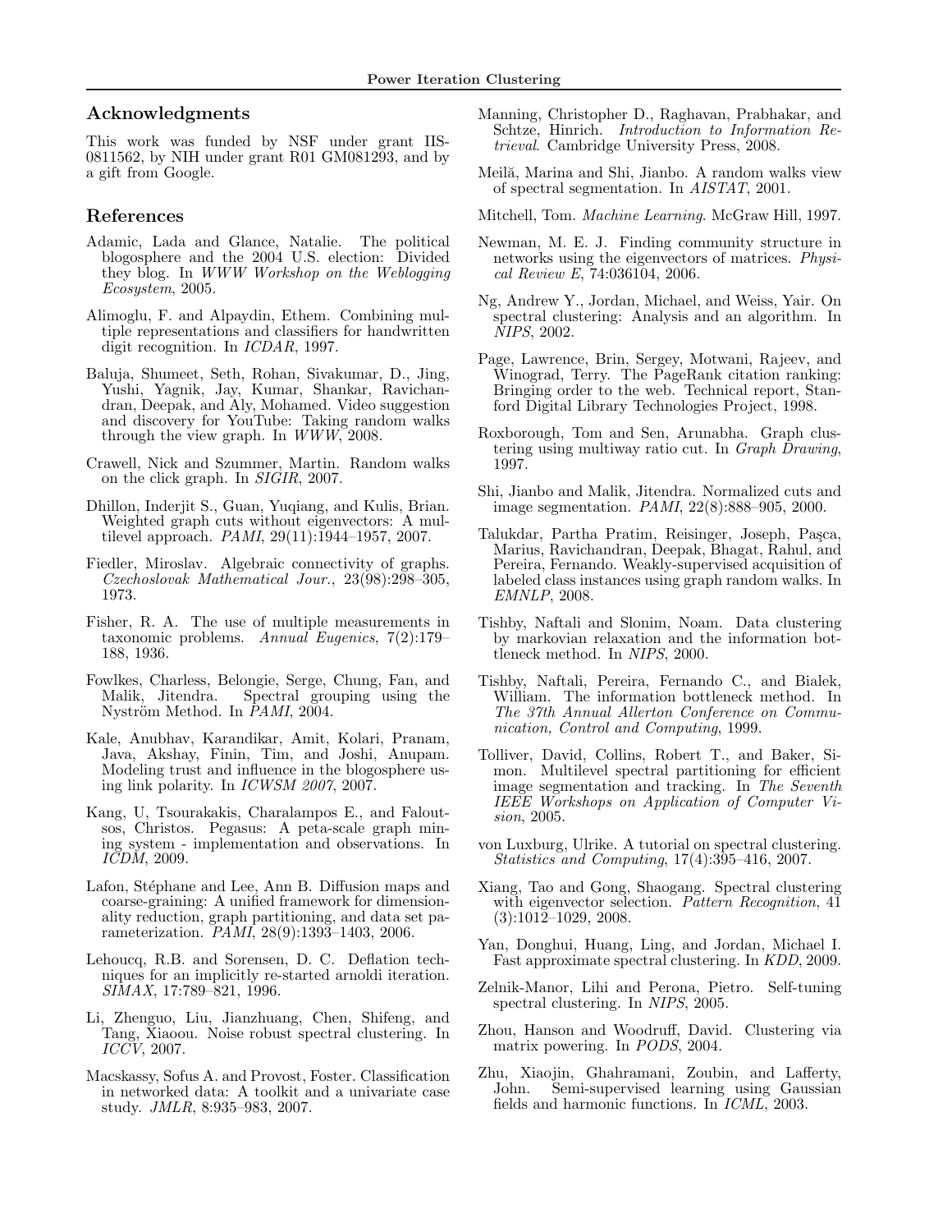## Acknowledgments

This work was funded by NSF under grant IIS-0811562, by NIH under grant R01 GM081293, and by a gift from Google.

## References

Adamic, Lada and Glance, Natalie. The political blogosphere and the 2004 U.S. election: Divided they blog. In *WWW Workshop on the Weblogging Ecosystem*, 2005.

Alimoglu, F. and Alpaydin, Ethem. Combining multiple representations and classifiers for handwritten digit recognition. In *ICDAR*, 1997.

Baluja, Shumeet, Seth, Rohan, Sivakumar, D., Jing, Yushi, Yagnik, Jay, Kumar, Shankar, Ravichandran, Deepak, and Aly, Mohamed. Video suggestion and discovery for YouTube: Taking random walks through the view graph. In *WWW*, 2008.

Crawell, Nick and Szummer, Martin. Random walks on the click graph. In *SIGIR*, 2007.

Dhillon, Inderjit S., Guan, Yuqiang, and Kulis, Brian. Weighted graph cuts without eigenvectors: A multilevel approach. *PAMI*, 29(11):1944–1957, 2007.

Fiedler, Miroslav. Algebraic connectivity of graphs. *Czechoslovak Mathematical Jour.*, 23(98):298–305, 1973.

Fisher, R. A. The use of multiple measurements in taxonomic problems. *Annual Eugenics*, 7(2):179–188, 1936.

Fowlkes, Charless, Belongie, Serge, Chung, Fan, and Malik, Jitendra. Spectral grouping using the Nyström Method. In *PAMI*, 2004.

Kale, Anubhav, Karandikar, Amit, Kolari, Pranam, Java, Akshay, Finin, Tim, and Joshi, Anupam. Modeling trust and influence in the blogosphere using link polarity. In *ICWSM 2007*, 2007.

Kang, U, Tsourakakis, Charalampos E., and Faloutsos, Christos. Pegasus: A peta-scale graph mining system - implementation and observations. In *ICDM*, 2009.

Lafon, Stéphane and Lee, Ann B. Diffusion maps and coarse-graining: A unified framework for dimensionality reduction, graph partitioning, and data set parameterization. *PAMI*, 28(9):1393–1403, 2006.

Lehoucq, R.B. and Sorensen, D. C. Deflation techniques for an implicitly re-started arnoldi iteration. *SIMAX*, 17:789–821, 1996.

Li, Zhenguo, Liu, Jianzhuang, Chen, Shifeng, and Tang, Xiaoou. Noise robust spectral clustering. In *ICCV*, 2007.

Macskassy, Sofus A. and Provost, Foster. Classification in networked data: A toolkit and a univariate case study. *JMLR*, 8:935–983, 2007.

Manning, Christopher D., Raghavan, Prabhakar, and Schtze, Hinrich. *Introduction to Information Retrieval*. Cambridge University Press, 2008.

Meilă, Marina and Shi, Jianbo. A random walks view of spectral segmentation. In *AISTAT*, 2001.

Mitchell, Tom. *Machine Learning*. McGraw Hill, 1997.

Newman, M. E. J. Finding community structure in networks using the eigenvectors of matrices. *Physical Review E*, 74:036104, 2006.

Ng, Andrew Y., Jordan, Michael, and Weiss, Yair. On spectral clustering: Analysis and an algorithm. In *NIPS*, 2002.

Page, Lawrence, Brin, Sergey, Motwani, Rajeev, and Winograd, Terry. The PageRank citation ranking: Bringing order to the web. Technical report, Stanford Digital Library Technologies Project, 1998.

Roxborough, Tom and Sen, Arunabha. Graph clustering using multiway ratio cut. In *Graph Drawing*, 1997.

Shi, Jianbo and Malik, Jitendra. Normalized cuts and image segmentation. *PAMI*, 22(8):888–905, 2000.

Talukdar, Partha Pratim, Reisinger, Joseph, Paşca, Marius, Ravichandran, Deepak, Bhagat, Rahul, and Pereira, Fernando. Weakly-supervised acquisition of labeled class instances using graph random walks. In *EMNLP*, 2008.

Tishby, Naftali and Slonim, Noam. Data clustering by markovian relaxation and the information bottleneck method. In *NIPS*, 2000.

Tishby, Naftali, Pereira, Fernando C., and Bialek, William. The information bottleneck method. In *The 37th Annual Allerton Conference on Communication, Control and Computing*, 1999.

Tolliver, David, Collins, Robert T., and Baker, Simon. Multilevel spectral partitioning for efficient image segmentation and tracking. In *The Seventh IEEE Workshops on Application of Computer Vision*, 2005.

von Luxburg, Ulrike. A tutorial on spectral clustering. *Statistics and Computing*, 17(4):395–416, 2007.

Xiang, Tao and Gong, Shaogang. Spectral clustering with eigenvector selection. *Pattern Recognition*, 41 (3):1012–1029, 2008.

Yan, Donghui, Huang, Ling, and Jordan, Michael I. Fast approximate spectral clustering. In *KDD*, 2009.

Zelnik-Manor, Lihi and Perona, Pietro. Self-tuning spectral clustering. In *NIPS*, 2005.

Zhou, Hanson and Woodruff, David. Clustering via matrix powering. In *PODS*, 2004.

Zhu, Xiaojin, Ghahramani, Zoubin, and Lafferty, John. Semi-supervised learning using Gaussian fields and harmonic functions. In *ICML*, 2003.